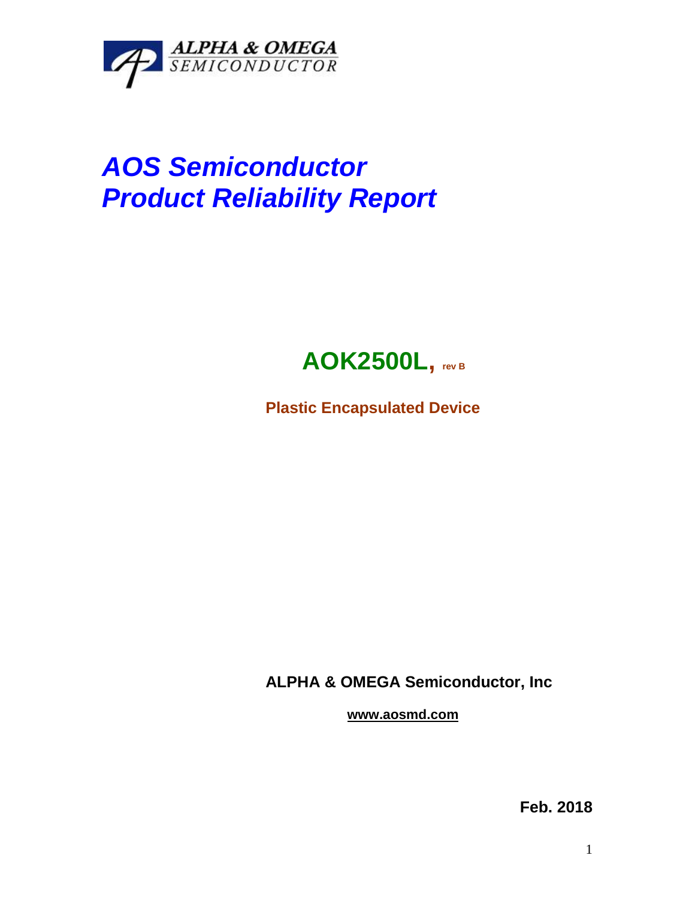ALPHA & OMEGA
SEMICONDUCTOR

# *AOS Semiconductor*
# *Product Reliability Report*

## AOK2500L, rev B

**Plastic Encapsulated Device**

**ALPHA & OMEGA Semiconductor, Inc**

**www.aosmd.com**

**Feb. 2018**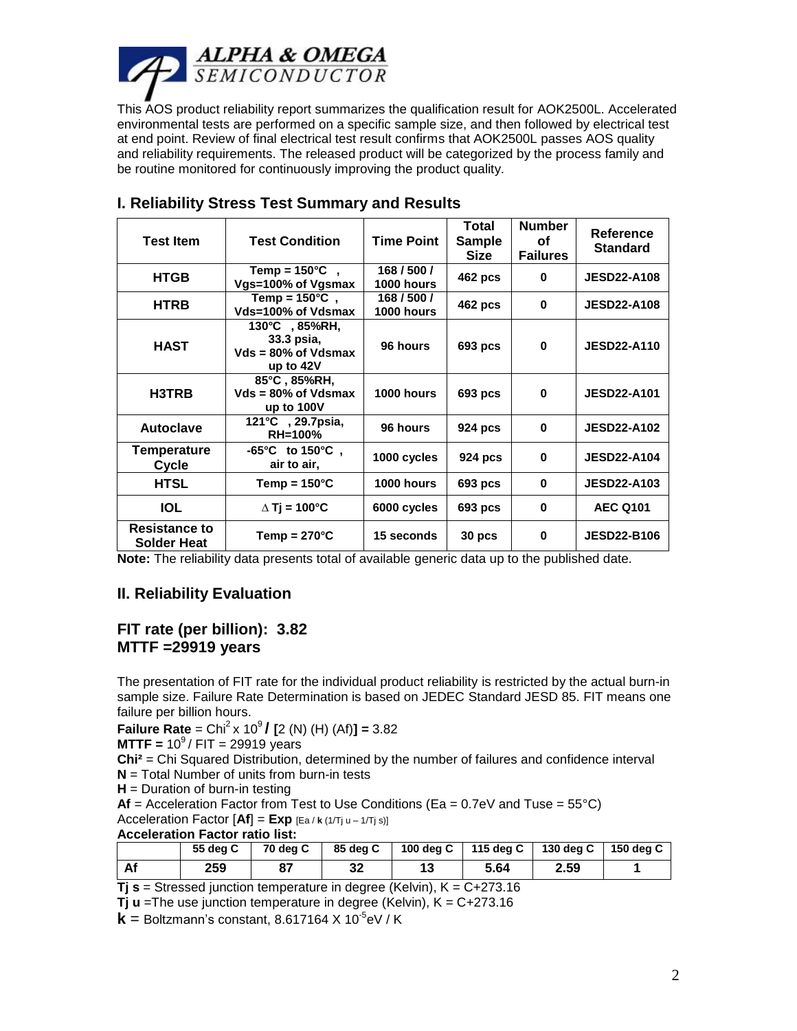This AOS product reliability report summarizes the qualification result for AOK2500L. Accelerated environmental tests are performed on a specific sample size, and then followed by electrical test at end point. Review of final electrical test result confirms that AOK2500L passes AOS quality and reliability requirements. The released product will be categorized by the process family and be routine monitored for continuously improving the product quality.

## I. Reliability Stress Test Summary and Results

| Test Item | Test Condition | Time Point | Total Sample Size | Number of Failures | Reference Standard |
|---|---|---|---|---|---|
| **HTGB** | **Temp = 150°C , Vgs=100% of Vgsmax** | **168 / 500 / 1000 hours** | **462 pcs** | **0** | **JESD22-A108** |
| **HTRB** | **Temp = 150°C , Vds=100% of Vdsmax** | **168 / 500 / 1000 hours** | **462 pcs** | **0** | **JESD22-A108** |
| **HAST** | **130°C , 85%RH, 33.3 psia, Vds = 80% of Vdsmax up to 42V** | **96 hours** | **693 pcs** | **0** | **JESD22-A110** |
| **H3TRB** | **85°C , 85%RH, Vds = 80% of Vdsmax up to 100V** | **1000 hours** | **693 pcs** | **0** | **JESD22-A101** |
| **Autoclave** | **121°C , 29.7psia, RH=100%** | **96 hours** | **924 pcs** | **0** | **JESD22-A102** |
| **Temperature Cycle** | **-65°C to 150°C , air to air,** | **1000 cycles** | **924 pcs** | **0** | **JESD22-A104** |
| **HTSL** | **Temp = 150°C** | **1000 hours** | **693 pcs** | **0** | **JESD22-A103** |
| **IOL** | **$\Delta$ Tj = 100°C** | **6000 cycles** | **693 pcs** | **0** | **AEC Q101** |
| **Resistance to Solder Heat** | **Temp = 270°C** | **15 seconds** | **30 pcs** | **0** | **JESD22-B106** |

**Note:** The reliability data presents total of available generic data up to the published date.

## II. Reliability Evaluation

### FIT rate (per billion): 3.82
### MTTF =29919 years

The presentation of FIT rate for the individual product reliability is restricted by the actual burn-in sample size. Failure Rate Determination is based on JEDEC Standard JESD 85. FIT means one failure per billion hours.

**Failure Rate** = $Chi^2 \times 10^9$ **/ [**2 (N) (H) (Af)**] =** 3.82

**MTTF =** $10^9$ / FIT = 29919 years

**Chi²** = Chi Squared Distribution, determined by the number of failures and confidence interval

**N** = Total Number of units from burn-in tests

**H** = Duration of burn-in testing

**Af** = Acceleration Factor from Test to Use Conditions (Ea = 0.7eV and Tuse = 55°C)

Acceleration Factor [**Af**] = **Exp** [Ea / **k** (1/Tj u – 1/Tj s)]

**Acceleration Factor ratio list:**

| | 55 deg C | 70 deg C | 85 deg C | 100 deg C | 115 deg C | 130 deg C | 150 deg C |
|---|---|---|---|---|---|---|---|
| **Af** | **259** | **87** | **32** | **13** | **5.64** | **2.59** | **1** |

**Tj s** = Stressed junction temperature in degree (Kelvin), K = C+273.16

**Tj u** =The use junction temperature in degree (Kelvin), K = C+273.16

**k** = Boltzmann's constant, 8.617164 X $10^{-5}$eV / K